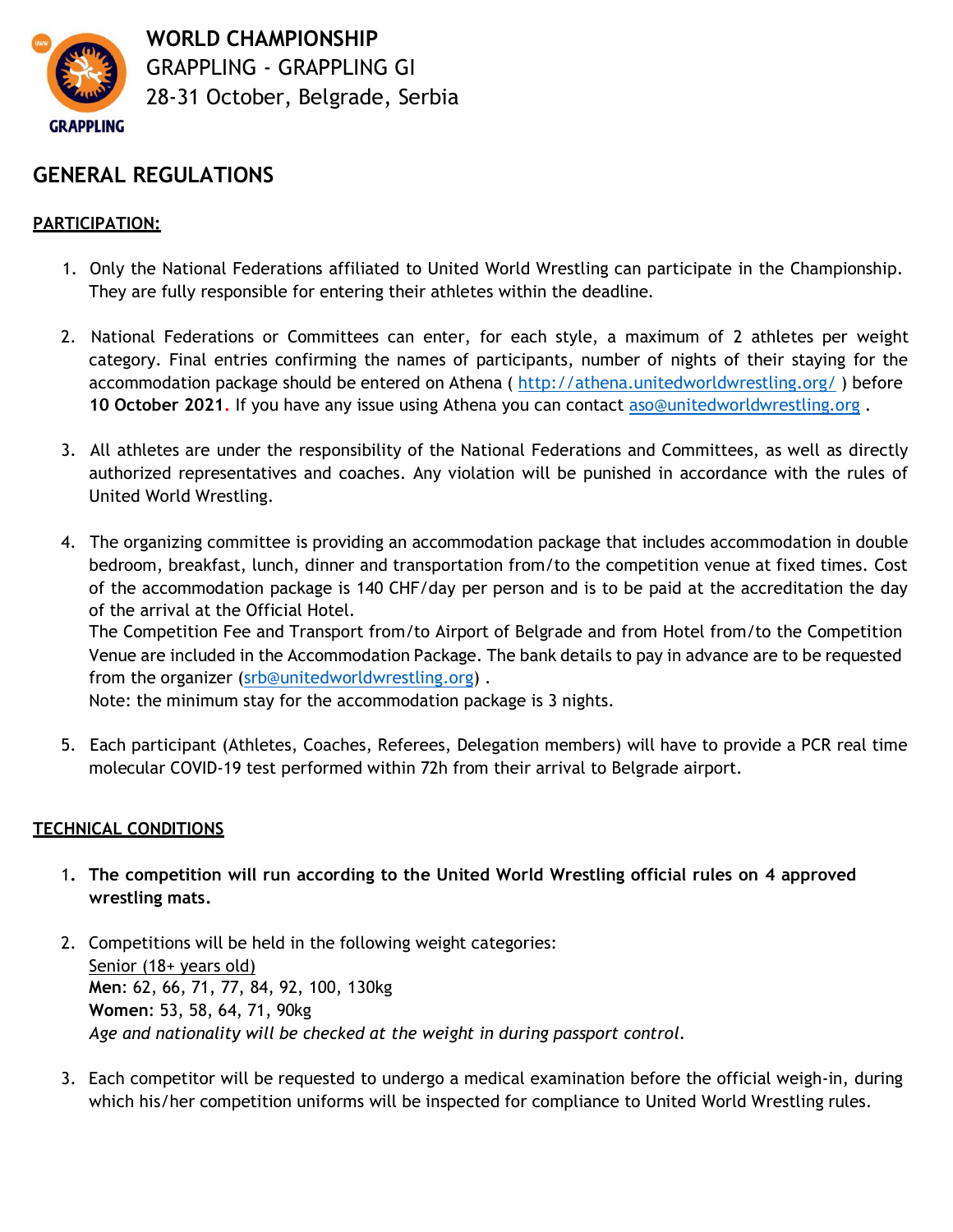**WORLD CHAMPIONSHIP**
GRAPPLING - GRAPPLING GI
28-31 October, Belgrade, Serbia

# GENERAL REGULATIONS

## PARTICIPATION:

1. Only the National Federations affiliated to United World Wrestling can participate in the Championship. They are fully responsible for entering their athletes within the deadline.

2. National Federations or Committees can enter, for each style, a maximum of 2 athletes per weight category. Final entries confirming the names of participants, number of nights of their staying for the accommodation package should be entered on Athena ( http://athena.unitedworldwrestling.org/ ) before **10 October 2021**. If you have any issue using Athena you can contact aso@unitedworldwrestling.org .

3. All athletes are under the responsibility of the National Federations and Committees, as well as directly authorized representatives and coaches. Any violation will be punished in accordance with the rules of United World Wrestling.

4. The organizing committee is providing an accommodation package that includes accommodation in double bedroom, breakfast, lunch, dinner and transportation from/to the competition venue at fixed times. Cost of the accommodation package is 140 CHF/day per person and is to be paid at the accreditation the day of the arrival at the Official Hotel.
   The Competition Fee and Transport from/to Airport of Belgrade and from Hotel from/to the Competition Venue are included in the Accommodation Package. The bank details to pay in advance are to be requested from the organizer (srb@unitedworldwrestling.org) .
   Note: the minimum stay for the accommodation package is 3 nights.

5. Each participant (Athletes, Coaches, Referees, Delegation members) will have to provide a PCR real time molecular COVID-19 test performed within 72h from their arrival to Belgrade airport.

## TECHNICAL CONDITIONS

1. **The competition will run according to the United World Wrestling official rules on 4 approved wrestling mats.**

2. Competitions will be held in the following weight categories:
   Senior (18+ years old)
   **Men**: 62, 66, 71, 77, 84, 92, 100, 130kg
   **Women**: 53, 58, 64, 71, 90kg
   *Age and nationality will be checked at the weight in during passport control.*

3. Each competitor will be requested to undergo a medical examination before the official weigh-in, during which his/her competition uniforms will be inspected for compliance to United World Wrestling rules.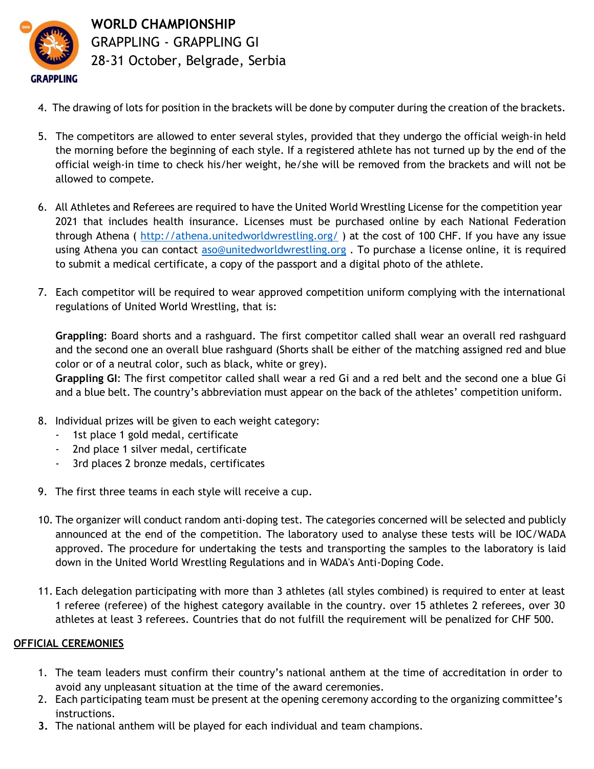4. The drawing of lots for position in the brackets will be done by computer during the creation of the brackets.

5. The competitors are allowed to enter several styles, provided that they undergo the official weigh-in held the morning before the beginning of each style. If a registered athlete has not turned up by the end of the official weigh-in time to check his/her weight, he/she will be removed from the brackets and will not be allowed to compete.

6. All Athletes and Referees are required to have the United World Wrestling License for the competition year 2021 that includes health insurance. Licenses must be purchased online by each National Federation through Athena ( http://athena.unitedworldwrestling.org/ ) at the cost of 100 CHF. If you have any issue using Athena you can contact aso@unitedworldwrestling.org . To purchase a license online, it is required to submit a medical certificate, a copy of the passport and a digital photo of the athlete.

7. Each competitor will be required to wear approved competition uniform complying with the international regulations of United World Wrestling, that is:

   **Grappling**: Board shorts and a rashguard. The first competitor called shall wear an overall red rashguard and the second one an overall blue rashguard (Shorts shall be either of the matching assigned red and blue color or of a neutral color, such as black, white or grey).
   **Grappling GI**: The first competitor called shall wear a red Gi and a red belt and the second one a blue Gi and a blue belt. The country's abbreviation must appear on the back of the athletes' competition uniform.

8. Individual prizes will be given to each weight category:
   - 1st place 1 gold medal, certificate
   - 2nd place 1 silver medal, certificate
   - 3rd places 2 bronze medals, certificates

9. The first three teams in each style will receive a cup.

10. The organizer will conduct random anti-doping test. The categories concerned will be selected and publicly announced at the end of the competition. The laboratory used to analyse these tests will be IOC/WADA approved. The procedure for undertaking the tests and transporting the samples to the laboratory is laid down in the United World Wrestling Regulations and in WADA's Anti-Doping Code.

11. Each delegation participating with more than 3 athletes (all styles combined) is required to enter at least 1 referee (referee) of the highest category available in the country. over 15 athletes 2 referees, over 30 athletes at least 3 referees. Countries that do not fulfill the requirement will be penalized for CHF 500.

## OFFICIAL CEREMONIES

1. The team leaders must confirm their country's national anthem at the time of accreditation in order to avoid any unpleasant situation at the time of the award ceremonies.
2. Each participating team must be present at the opening ceremony according to the organizing committee's instructions.
3. The national anthem will be played for each individual and team champions.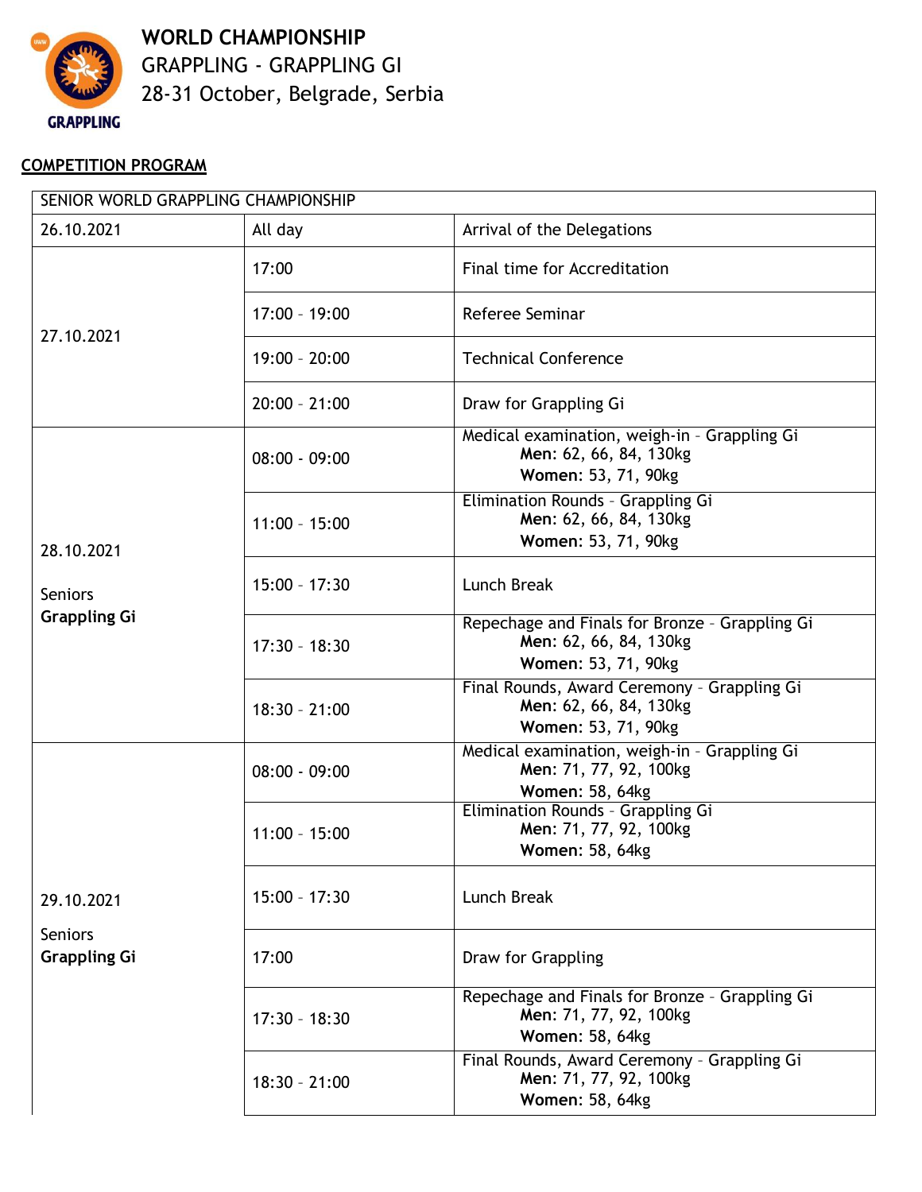# WORLD CHAMPIONSHIP

GRAPPLING - GRAPPLING GI

28-31 October, Belgrade, Serbia

## COMPETITION PROGRAM

| SENIOR WORLD GRAPPLING CHAMPIONSHIP | | |
|---|---|---|
| 26.10.2021 | All day | Arrival of the Delegations |
| 27.10.2021 | 17:00 | Final time for Accreditation |
| | 17:00 - 19:00 | Referee Seminar |
| | 19:00 - 20:00 | Technical Conference |
| | 20:00 - 21:00 | Draw for Grappling Gi |
| 28.10.2021<br><br>Seniors<br>**Grappling Gi** | 08:00 - 09:00 | Medical examination, weigh-in - Grappling Gi<br>**Men:** 62, 66, 84, 130kg<br>**Women:** 53, 71, 90kg |
| | 11:00 - 15:00 | Elimination Rounds - Grappling Gi<br>**Men:** 62, 66, 84, 130kg<br>**Women:** 53, 71, 90kg |
| | 15:00 - 17:30 | Lunch Break |
| | 17:30 - 18:30 | Repechage and Finals for Bronze - Grappling Gi<br>**Men:** 62, 66, 84, 130kg<br>**Women:** 53, 71, 90kg |
| | 18:30 - 21:00 | Final Rounds, Award Ceremony - Grappling Gi<br>**Men:** 62, 66, 84, 130kg<br>**Women:** 53, 71, 90kg |
| 29.10.2021<br><br>Seniors<br>**Grappling Gi** | 08:00 - 09:00 | Medical examination, weigh-in - Grappling Gi<br>**Men:** 71, 77, 92, 100kg<br>**Women:** 58, 64kg |
| | 11:00 - 15:00 | Elimination Rounds - Grappling Gi<br>**Men:** 71, 77, 92, 100kg<br>**Women:** 58, 64kg |
| | 15:00 - 17:30 | Lunch Break |
| | 17:00 | Draw for Grappling |
| | 17:30 - 18:30 | Repechage and Finals for Bronze - Grappling Gi<br>**Men:** 71, 77, 92, 100kg<br>**Women:** 58, 64kg |
| | 18:30 - 21:00 | Final Rounds, Award Ceremony - Grappling Gi<br>**Men:** 71, 77, 92, 100kg<br>**Women:** 58, 64kg |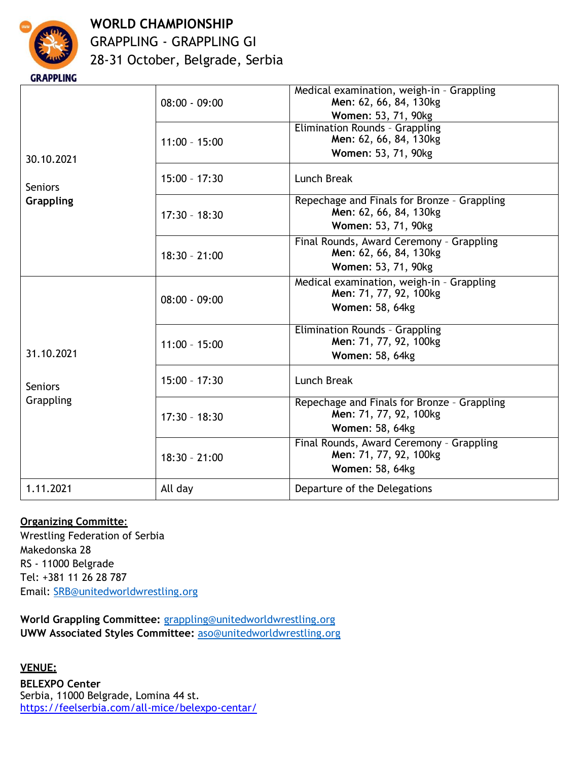# WORLD CHAMPIONSHIP

GRAPPLING - GRAPPLING GI
28-31 October, Belgrade, Serbia

GRAPPLING

| | | |
|---|---|---|
| 30.10.2021<br><br>Seniors<br>**Grappling** | 08:00 - 09:00 | Medical examination, weigh-in - Grappling<br>**Men**: 62, 66, 84, 130kg<br>**Women**: 53, 71, 90kg |
| | 11:00 - 15:00 | Elimination Rounds - Grappling<br>**Men**: 62, 66, 84, 130kg<br>**Women**: 53, 71, 90kg |
| | 15:00 - 17:30 | Lunch Break |
| | 17:30 - 18:30 | Repechage and Finals for Bronze - Grappling<br>**Men**: 62, 66, 84, 130kg<br>**Women**: 53, 71, 90kg |
| | 18:30 - 21:00 | Final Rounds, Award Ceremony - Grappling<br>**Men**: 62, 66, 84, 130kg<br>**Women**: 53, 71, 90kg |
| 31.10.2021<br><br>Seniors<br>Grappling | 08:00 - 09:00 | Medical examination, weigh-in - Grappling<br>**Men**: 71, 77, 92, 100kg<br>**Women**: 58, 64kg |
| | 11:00 - 15:00 | Elimination Rounds - Grappling<br>**Men**: 71, 77, 92, 100kg<br>**Women**: 58, 64kg |
| | 15:00 - 17:30 | Lunch Break |
| | 17:30 - 18:30 | Repechage and Finals for Bronze - Grappling<br>**Men**: 71, 77, 92, 100kg<br>**Women**: 58, 64kg |
| | 18:30 - 21:00 | Final Rounds, Award Ceremony - Grappling<br>**Men**: 71, 77, 92, 100kg<br>**Women**: 58, 64kg |
| 1.11.2021 | All day | Departure of the Delegations |

**Organizing Committe**:
Wrestling Federation of Serbia
Makedonska 28
RS - 11000 Belgrade
Tel: +381 11 26 28 787
Email: SRB@unitedworldwrestling.org

**World Grappling Committee:** grappling@unitedworldwrestling.org
**UWW Associated Styles Committee:** aso@unitedworldwrestling.org

**VENUE:**

**BELEXPO Center**
Serbia, 11000 Belgrade, Lomina 44 st.
https://feelserbia.com/all-mice/belexpo-centar/